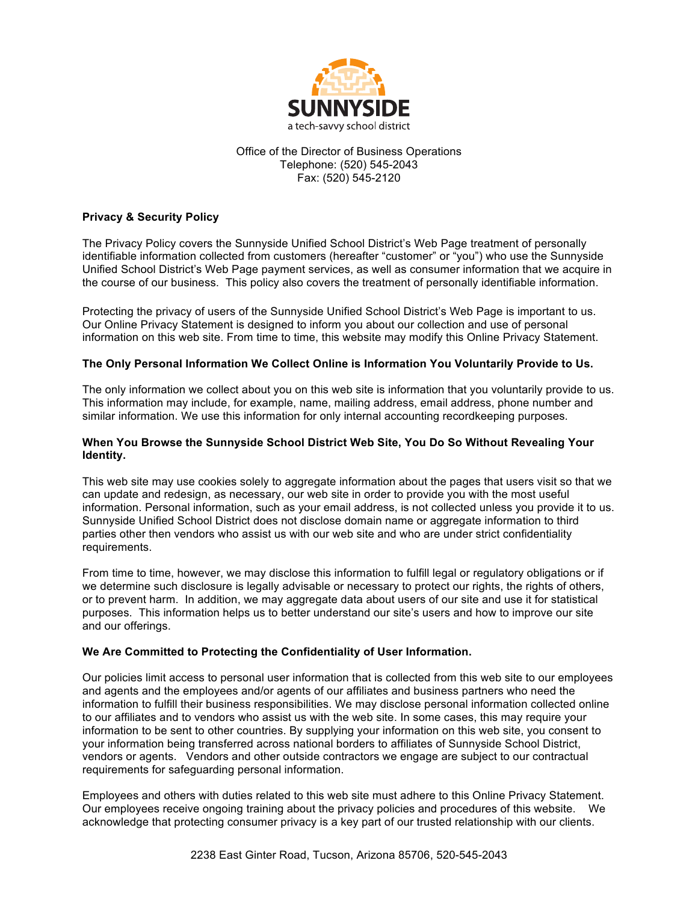SUNNYSIDE

a tech-savvy school district

Office of the Director of Business Operations
Telephone: (520) 545-2043
Fax: (520) 545-2120

**Privacy & Security Policy**

The Privacy Policy covers the Sunnyside Unified School District's Web Page treatment of personally identifiable information collected from customers (hereafter "customer" or "you") who use the Sunnyside Unified School District's Web Page payment services, as well as consumer information that we acquire in the course of our business. This policy also covers the treatment of personally identifiable information.

Protecting the privacy of users of the Sunnyside Unified School District's Web Page is important to us. Our Online Privacy Statement is designed to inform you about our collection and use of personal information on this web site. From time to time, this website may modify this Online Privacy Statement.

**The Only Personal Information We Collect Online is Information You Voluntarily Provide to Us.**

The only information we collect about you on this web site is information that you voluntarily provide to us. This information may include, for example, name, mailing address, email address, phone number and similar information. We use this information for only internal accounting recordkeeping purposes.

**When You Browse the Sunnyside School District Web Site, You Do So Without Revealing Your Identity.**

This web site may use cookies solely to aggregate information about the pages that users visit so that we can update and redesign, as necessary, our web site in order to provide you with the most useful information. Personal information, such as your email address, is not collected unless you provide it to us. Sunnyside Unified School District does not disclose domain name or aggregate information to third parties other then vendors who assist us with our web site and who are under strict confidentiality requirements.

From time to time, however, we may disclose this information to fulfill legal or regulatory obligations or if we determine such disclosure is legally advisable or necessary to protect our rights, the rights of others, or to prevent harm. In addition, we may aggregate data about users of our site and use it for statistical purposes. This information helps us to better understand our site's users and how to improve our site and our offerings.

**We Are Committed to Protecting the Confidentiality of User Information.**

Our policies limit access to personal user information that is collected from this web site to our employees and agents and the employees and/or agents of our affiliates and business partners who need the information to fulfill their business responsibilities. We may disclose personal information collected online to our affiliates and to vendors who assist us with the web site. In some cases, this may require your information to be sent to other countries. By supplying your information on this web site, you consent to your information being transferred across national borders to affiliates of Sunnyside School District, vendors or agents. Vendors and other outside contractors we engage are subject to our contractual requirements for safeguarding personal information.

Employees and others with duties related to this web site must adhere to this Online Privacy Statement. Our employees receive ongoing training about the privacy policies and procedures of this website. We acknowledge that protecting consumer privacy is a key part of our trusted relationship with our clients.

2238 East Ginter Road, Tucson, Arizona 85706, 520-545-2043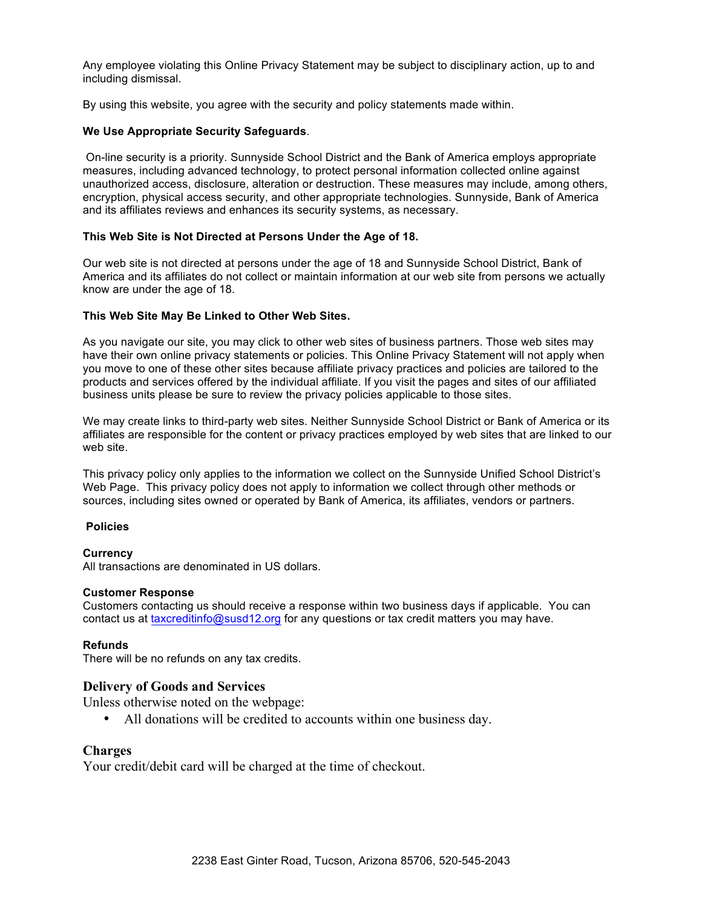Any employee violating this Online Privacy Statement may be subject to disciplinary action, up to and including dismissal.

By using this website, you agree with the security and policy statements made within.

**We Use Appropriate Security Safeguards**.

On-line security is a priority. Sunnyside School District and the Bank of America employs appropriate measures, including advanced technology, to protect personal information collected online against unauthorized access, disclosure, alteration or destruction. These measures may include, among others, encryption, physical access security, and other appropriate technologies. Sunnyside, Bank of America and its affiliates reviews and enhances its security systems, as necessary.

**This Web Site is Not Directed at Persons Under the Age of 18.**

Our web site is not directed at persons under the age of 18 and Sunnyside School District, Bank of America and its affiliates do not collect or maintain information at our web site from persons we actually know are under the age of 18.

**This Web Site May Be Linked to Other Web Sites.**

As you navigate our site, you may click to other web sites of business partners. Those web sites may have their own online privacy statements or policies. This Online Privacy Statement will not apply when you move to one of these other sites because affiliate privacy practices and policies are tailored to the products and services offered by the individual affiliate. If you visit the pages and sites of our affiliated business units please be sure to review the privacy policies applicable to those sites.

We may create links to third-party web sites. Neither Sunnyside School District or Bank of America or its affiliates are responsible for the content or privacy practices employed by web sites that are linked to our web site.

This privacy policy only applies to the information we collect on the Sunnyside Unified School District's Web Page. This privacy policy does not apply to information we collect through other methods or sources, including sites owned or operated by Bank of America, its affiliates, vendors or partners.

**Policies**

**Currency**
All transactions are denominated in US dollars.

**Customer Response**
Customers contacting us should receive a response within two business days if applicable. You can contact us at taxcreditinfo@susd12.org for any questions or tax credit matters you may have.

**Refunds**
There will be no refunds on any tax credits.

### Delivery of Goods and Services

Unless otherwise noted on the webpage:

- All donations will be credited to accounts within one business day.

### Charges

Your credit/debit card will be charged at the time of checkout.

2238 East Ginter Road, Tucson, Arizona 85706, 520-545-2043